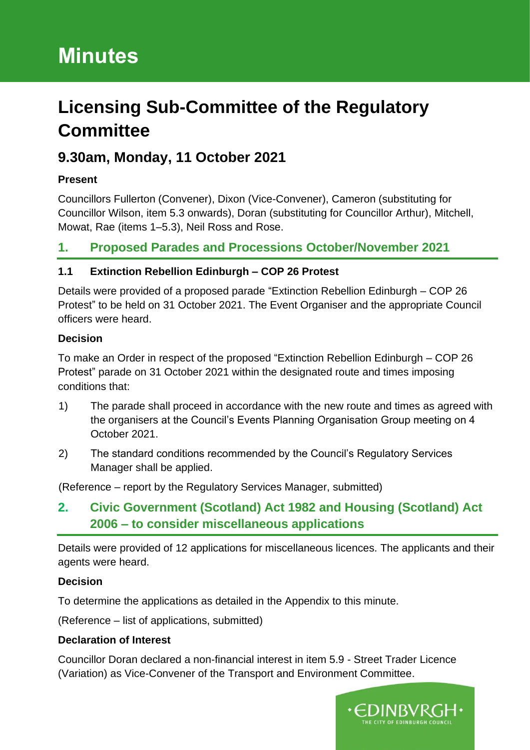# Minutes

# Licensing Sub-Committee of the Regulatory Committee

## 9.30am, Monday, 11 October 2021

**Present**

Councillors Fullerton (Convener), Dixon (Vice-Convener), Cameron (substituting for Councillor Wilson, item 5.3 onwards), Doran (substituting for Councillor Arthur), Mitchell, Mowat, Rae (items 1–5.3), Neil Ross and Rose.

## 1. Proposed Parades and Processions October/November 2021

### 1.1 Extinction Rebellion Edinburgh – COP 26 Protest

Details were provided of a proposed parade "Extinction Rebellion Edinburgh – COP 26 Protest" to be held on 31 October 2021. The Event Organiser and the appropriate Council officers were heard.

**Decision**

To make an Order in respect of the proposed "Extinction Rebellion Edinburgh – COP 26 Protest" parade on 31 October 2021 within the designated route and times imposing conditions that:

1) The parade shall proceed in accordance with the new route and times as agreed with the organisers at the Council's Events Planning Organisation Group meeting on 4 October 2021.

2) The standard conditions recommended by the Council's Regulatory Services Manager shall be applied.

(Reference – report by the Regulatory Services Manager, submitted)

## 2. Civic Government (Scotland) Act 1982 and Housing (Scotland) Act 2006 – to consider miscellaneous applications

Details were provided of 12 applications for miscellaneous licences. The applicants and their agents were heard.

**Decision**

To determine the applications as detailed in the Appendix to this minute.

(Reference – list of applications, submitted)

**Declaration of Interest**

Councillor Doran declared a non-financial interest in item 5.9 - Street Trader Licence (Variation) as Vice-Convener of the Transport and Environment Committee.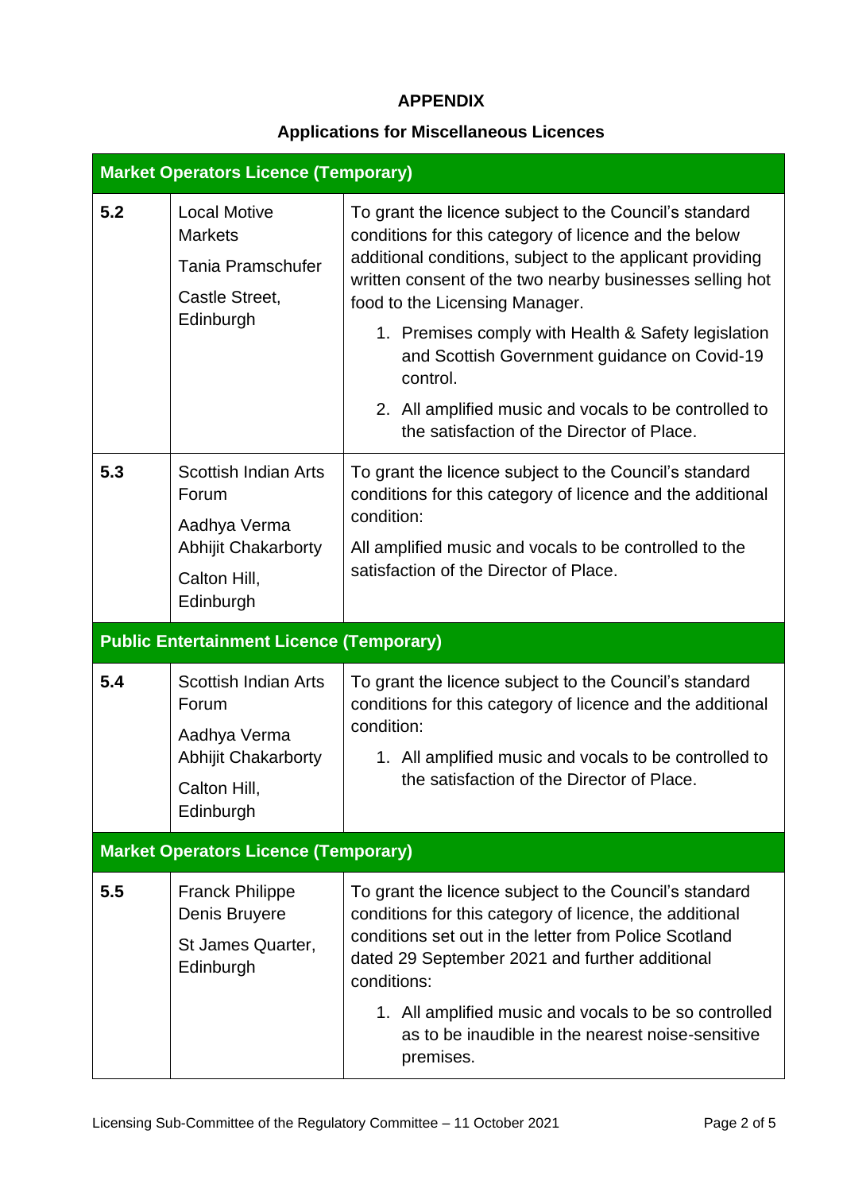# APPENDIX

## Applications for Miscellaneous Licences

| **Market Operators Licence (Temporary)** | | |
|---|---|---|
| **5.2** | Local Motive Markets<br><br>Tania Pramschufer<br><br>Castle Street, Edinburgh | To grant the licence subject to the Council's standard conditions for this category of licence and the below additional conditions, subject to the applicant providing written consent of the two nearby businesses selling hot food to the Licensing Manager.<br><br>1. Premises comply with Health & Safety legislation and Scottish Government guidance on Covid-19 control.<br>2. All amplified music and vocals to be controlled to the satisfaction of the Director of Place. |
| **5.3** | Scottish Indian Arts Forum<br><br>Aadhya Verma<br>Abhijit Chakarborty<br><br>Calton Hill, Edinburgh | To grant the licence subject to the Council's standard conditions for this category of licence and the additional condition:<br><br>All amplified music and vocals to be controlled to the satisfaction of the Director of Place. |
| **Public Entertainment Licence (Temporary)** | | |
| **5.4** | Scottish Indian Arts Forum<br><br>Aadhya Verma<br>Abhijit Chakarborty<br><br>Calton Hill, Edinburgh | To grant the licence subject to the Council's standard conditions for this category of licence and the additional condition:<br><br>1. All amplified music and vocals to be controlled to the satisfaction of the Director of Place. |
| **Market Operators Licence (Temporary)** | | |
| **5.5** | Franck Philippe Denis Bruyere<br><br>St James Quarter, Edinburgh | To grant the licence subject to the Council's standard conditions for this category of licence, the additional conditions set out in the letter from Police Scotland dated 29 September 2021 and further additional conditions:<br><br>1. All amplified music and vocals to be so controlled as to be inaudible in the nearest noise-sensitive premises. |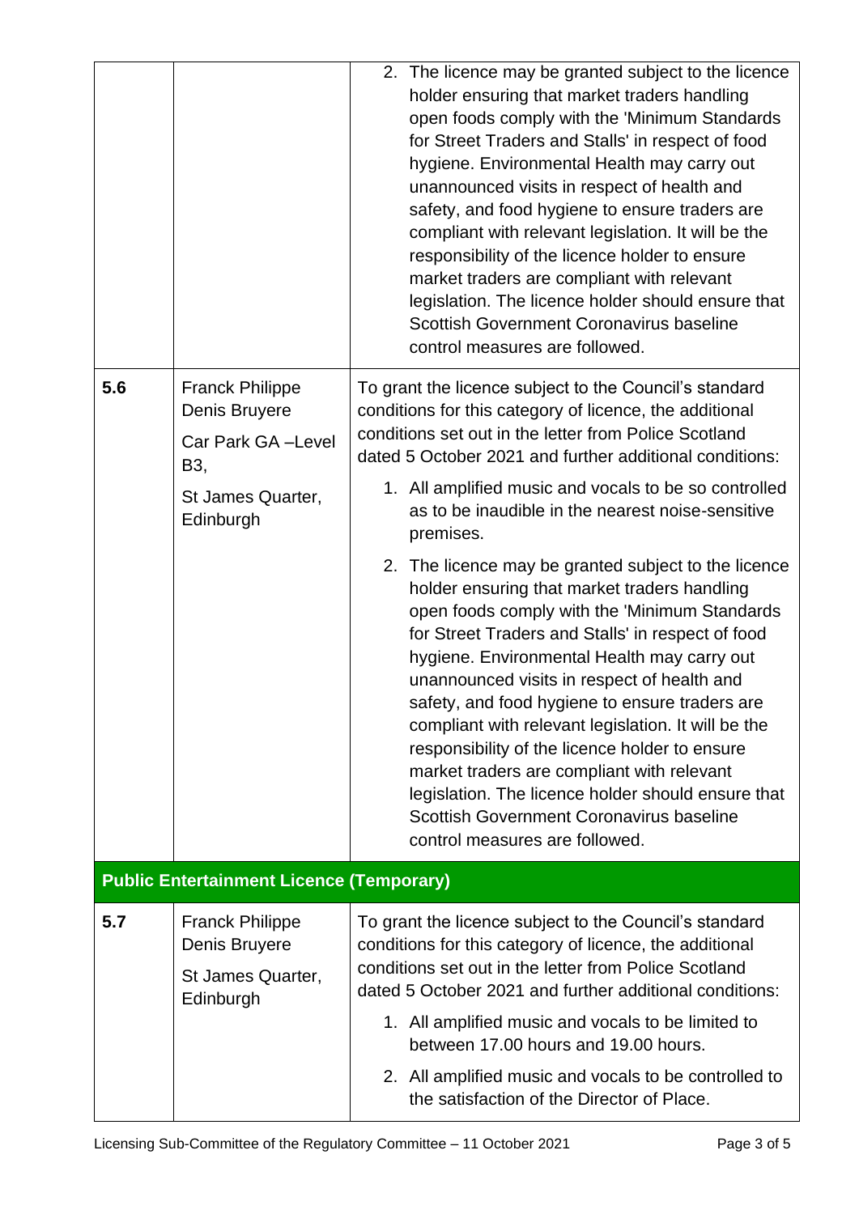| | | |
|---|---|---|
| | | 2. The licence may be granted subject to the licence holder ensuring that market traders handling open foods comply with the 'Minimum Standards for Street Traders and Stalls' in respect of food hygiene. Environmental Health may carry out unannounced visits in respect of health and safety, and food hygiene to ensure traders are compliant with relevant legislation. It will be the responsibility of the licence holder to ensure market traders are compliant with relevant legislation. The licence holder should ensure that Scottish Government Coronavirus baseline control measures are followed. |
| **5.6** | Franck Philippe Denis Bruyere<br><br>Car Park GA –Level B3,<br><br>St James Quarter, Edinburgh | To grant the licence subject to the Council's standard conditions for this category of licence, the additional conditions set out in the letter from Police Scotland dated 5 October 2021 and further additional conditions:<br><br>1. All amplified music and vocals to be so controlled as to be inaudible in the nearest noise-sensitive premises.<br><br>2. The licence may be granted subject to the licence holder ensuring that market traders handling open foods comply with the 'Minimum Standards for Street Traders and Stalls' in respect of food hygiene. Environmental Health may carry out unannounced visits in respect of health and safety, and food hygiene to ensure traders are compliant with relevant legislation. It will be the responsibility of the licence holder to ensure market traders are compliant with relevant legislation. The licence holder should ensure that Scottish Government Coronavirus baseline control measures are followed. |
| **Public Entertainment Licence (Temporary)** | | |
| **5.7** | Franck Philippe Denis Bruyere<br><br>St James Quarter, Edinburgh | To grant the licence subject to the Council's standard conditions for this category of licence, the additional conditions set out in the letter from Police Scotland dated 5 October 2021 and further additional conditions:<br><br>1. All amplified music and vocals to be limited to between 17.00 hours and 19.00 hours.<br><br>2. All amplified music and vocals to be controlled to the satisfaction of the Director of Place. |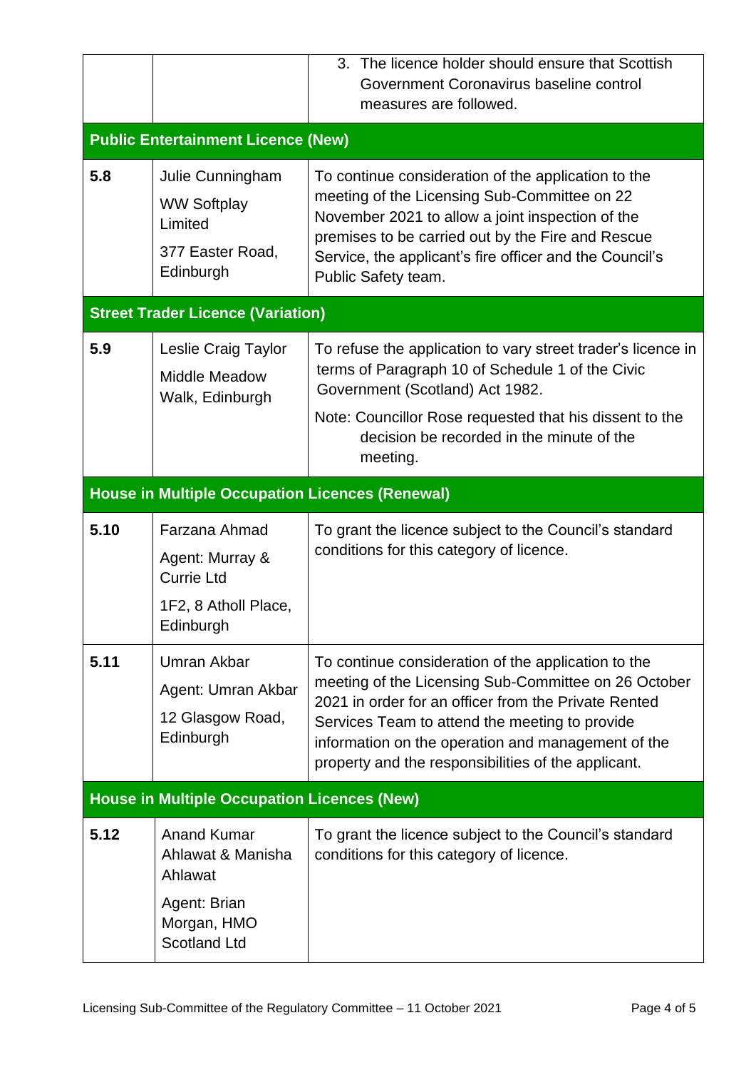| | | |
|---|---|---|
| | | 3. The licence holder should ensure that Scottish Government Coronavirus baseline control measures are followed. |
| **Public Entertainment Licence (New)** | | |
| **5.8** | Julie Cunningham<br>WW Softplay Limited<br>377 Easter Road, Edinburgh | To continue consideration of the application to the meeting of the Licensing Sub-Committee on 22 November 2021 to allow a joint inspection of the premises to be carried out by the Fire and Rescue Service, the applicant's fire officer and the Council's Public Safety team. |
| **Street Trader Licence (Variation)** | | |
| **5.9** | Leslie Craig Taylor<br>Middle Meadow Walk, Edinburgh | To refuse the application to vary street trader's licence in terms of Paragraph 10 of Schedule 1 of the Civic Government (Scotland) Act 1982.<br>Note: Councillor Rose requested that his dissent to the decision be recorded in the minute of the meeting. |
| **House in Multiple Occupation Licences (Renewal)** | | |
| **5.10** | Farzana Ahmad<br>Agent: Murray & Currie Ltd<br>1F2, 8 Atholl Place, Edinburgh | To grant the licence subject to the Council's standard conditions for this category of licence. |
| **5.11** | Umran Akbar<br>Agent: Umran Akbar<br>12 Glasgow Road, Edinburgh | To continue consideration of the application to the meeting of the Licensing Sub-Committee on 26 October 2021 in order for an officer from the Private Rented Services Team to attend the meeting to provide information on the operation and management of the property and the responsibilities of the applicant. |
| **House in Multiple Occupation Licences (New)** | | |
| **5.12** | Anand Kumar Ahlawat & Manisha Ahlawat<br>Agent: Brian Morgan, HMO Scotland Ltd | To grant the licence subject to the Council's standard conditions for this category of licence. |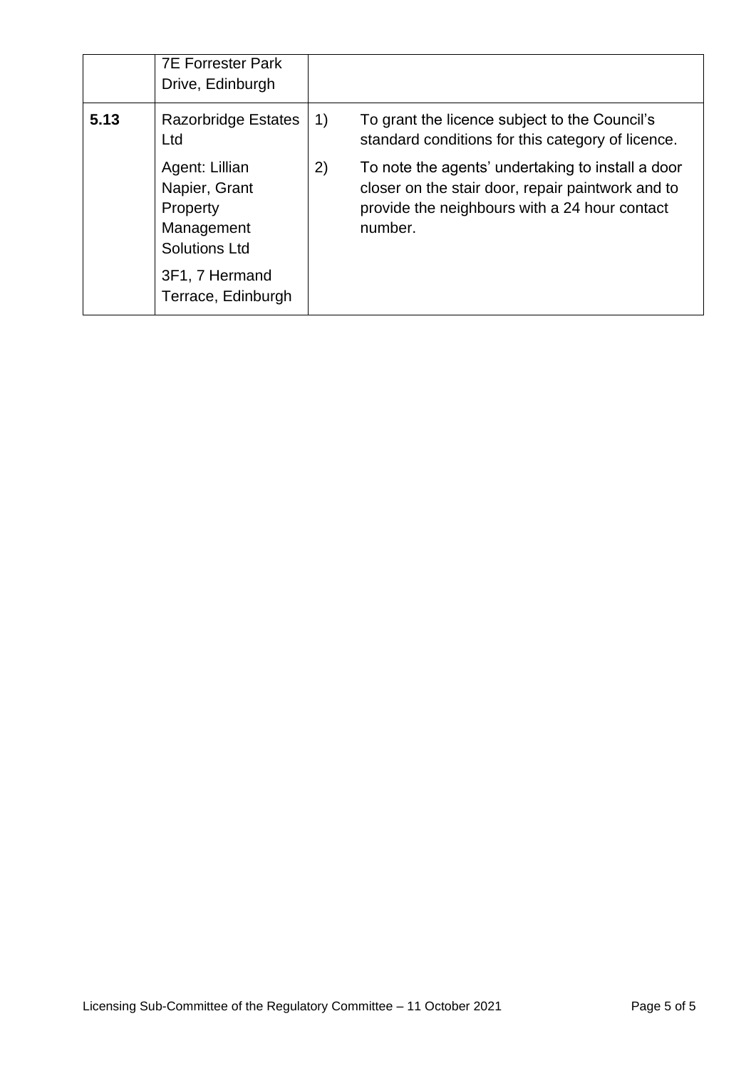| | | |
|---|---|---|
| | 7E Forrester Park Drive, Edinburgh | |
| **5.13** | Razorbridge Estates Ltd<br><br>Agent: Lillian Napier, Grant Property Management Solutions Ltd<br><br>3F1, 7 Hermand Terrace, Edinburgh | 1) To grant the licence subject to the Council's standard conditions for this category of licence.<br><br>2) To note the agents' undertaking to install a door closer on the stair door, repair paintwork and to provide the neighbours with a 24 hour contact number. |